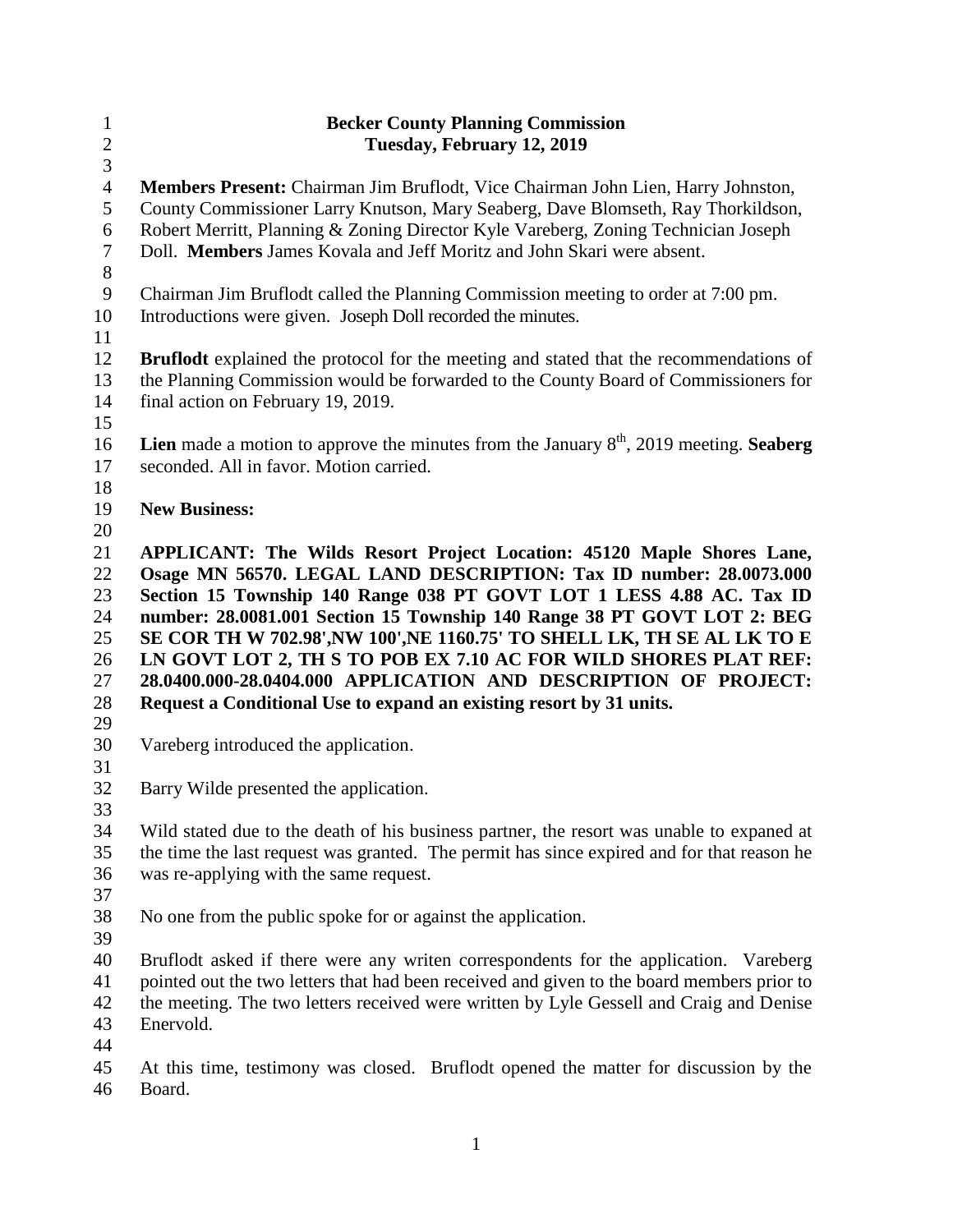# Becker County Planning Commission
## Tuesday, February 12, 2019

**Members Present:** Chairman Jim Bruflodt, Vice Chairman John Lien, Harry Johnston, County Commissioner Larry Knutson, Mary Seaberg, Dave Blomseth, Ray Thorkildson, Robert Merritt, Planning & Zoning Director Kyle Vareberg, Zoning Technician Joseph Doll. **Members** James Kovala and Jeff Moritz and John Skari were absent.

Chairman Jim Bruflodt called the Planning Commission meeting to order at 7:00 pm. Introductions were given. Joseph Doll recorded the minutes.

**Bruflodt** explained the protocol for the meeting and stated that the recommendations of the Planning Commission would be forwarded to the County Board of Commissioners for final action on February 19, 2019.

**Lien** made a motion to approve the minutes from the January 8th, 2019 meeting. **Seaberg** seconded. All in favor. Motion carried.

**New Business:**

**APPLICANT: The Wilds Resort Project Location: 45120 Maple Shores Lane, Osage MN 56570. LEGAL LAND DESCRIPTION: Tax ID number: 28.0073.000 Section 15 Township 140 Range 038 PT GOVT LOT 1 LESS 4.88 AC. Tax ID number: 28.0081.001 Section 15 Township 140 Range 38 PT GOVT LOT 2: BEG SE COR TH W 702.98',NW 100',NE 1160.75' TO SHELL LK, TH SE AL LK TO E LN GOVT LOT 2, TH S TO POB EX 7.10 AC FOR WILD SHORES PLAT REF: 28.0400.000-28.0404.000 APPLICATION AND DESCRIPTION OF PROJECT: Request a Conditional Use to expand an existing resort by 31 units.**

Vareberg introduced the application.

Barry Wilde presented the application.

Wild stated due to the death of his business partner, the resort was unable to expaned at the time the last request was granted. The permit has since expired and for that reason he was re-applying with the same request.

No one from the public spoke for or against the application.

Bruflodt asked if there were any writen correspondents for the application. Vareberg pointed out the two letters that had been received and given to the board members prior to the meeting. The two letters received were written by Lyle Gessell and Craig and Denise Enervold.

At this time, testimony was closed. Bruflodt opened the matter for discussion by the Board.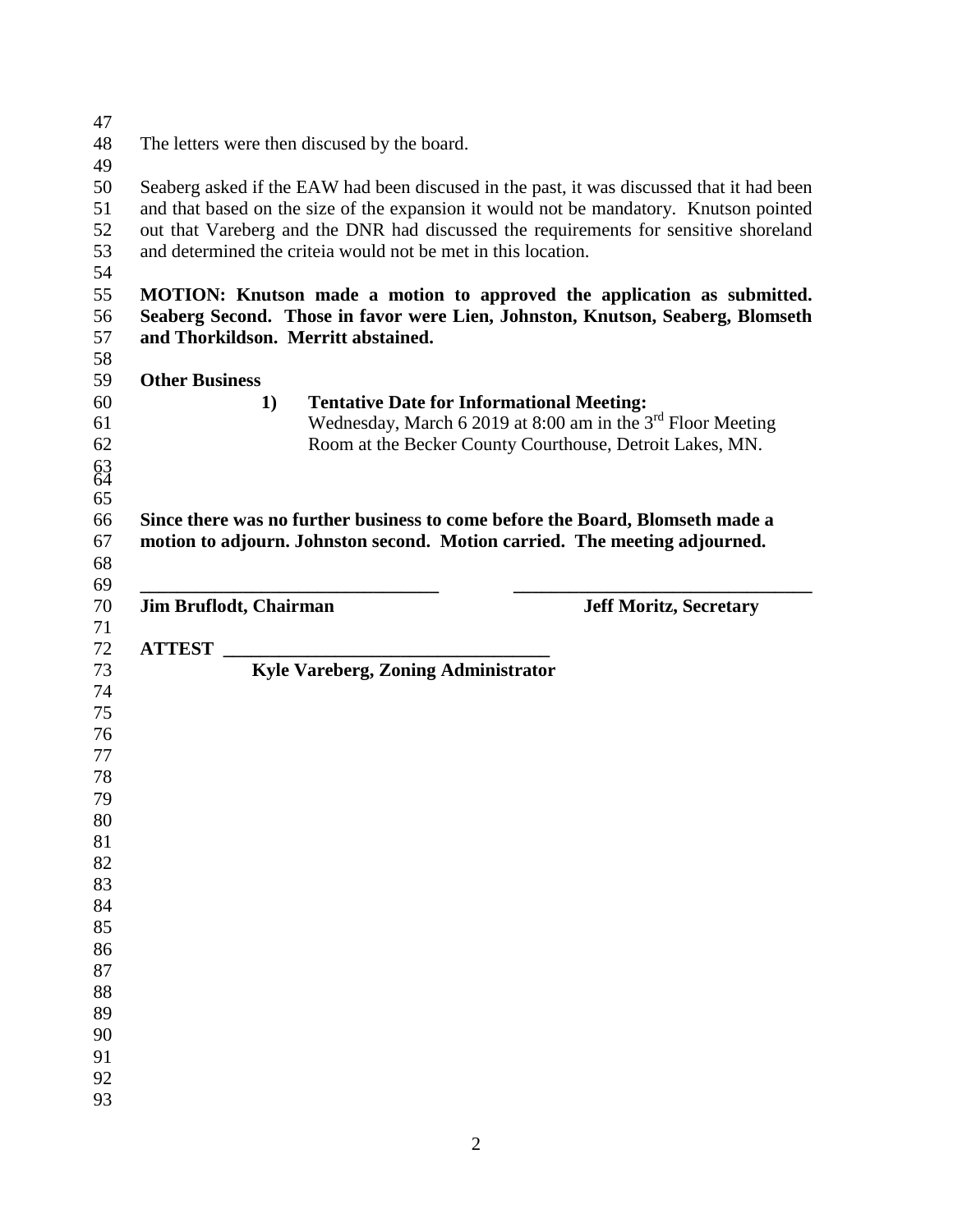The letters were then discused by the board.

Seaberg asked if the EAW had been discused in the past, it was discussed that it had been and that based on the size of the expansion it would not be mandatory. Knutson pointed out that Vareberg and the DNR had discussed the requirements for sensitive shoreland and determined the criteia would not be met in this location.

**MOTION: Knutson made a motion to approved the application as submitted. Seaberg Second. Those in favor were Lien, Johnston, Knutson, Seaberg, Blomseth and Thorkildson. Merritt abstained.**

**Other Business**

1) **Tentative Date for Informational Meeting:**
   Wednesday, March 6 2019 at 8:00 am in the 3rd Floor Meeting Room at the Becker County Courthouse, Detroit Lakes, MN.

**Since there was no further business to come before the Board, Blomseth made a motion to adjourn. Johnston second. Motion carried. The meeting adjourned.**

\_\_\_\_\_\_\_\_\_\_\_\_\_\_\_\_\_\_\_\_\_\_\_\_\_\_\_\_\_\_\_\_ \_\_\_\_\_\_\_\_\_\_\_\_\_\_\_\_\_\_\_\_\_\_\_\_\_\_\_\_\_\_\_\_

**Jim Bruflodt, Chairman** **Jeff Moritz, Secretary**

**ATTEST** \_\_\_\_\_\_\_\_\_\_\_\_\_\_\_\_\_\_\_\_\_\_\_\_\_\_\_\_\_\_\_\_\_\_\_

**Kyle Vareberg, Zoning Administrator**